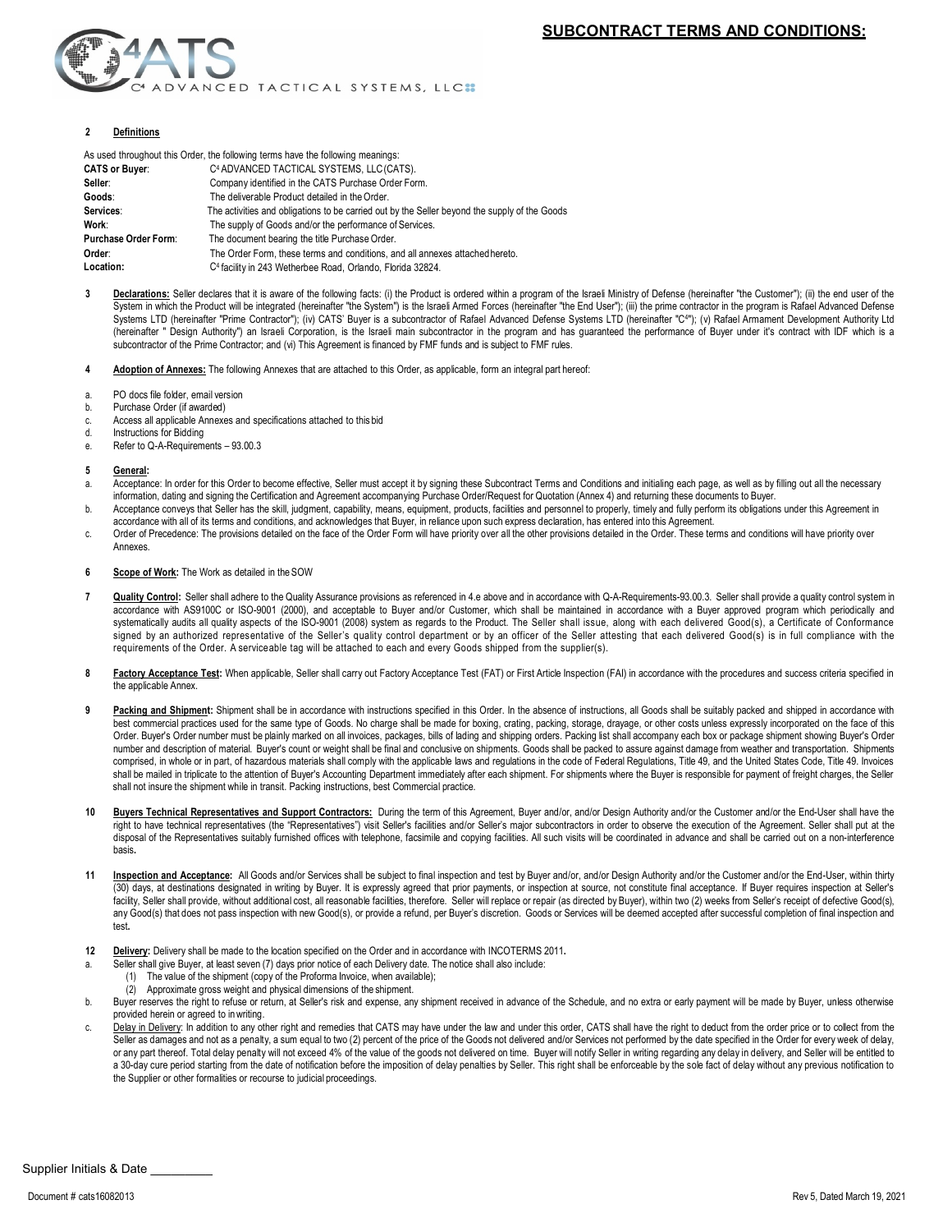## SUBCONTRACT TERMS AND CONDITIONS:

C4 ADVANCED TACTICAL SYSTEMS, LLC

**2 Definitions**

As used throughout this Order, the following terms have the following meanings:

| | |
|---|---|
| **CATS or Buyer**: | C4 ADVANCED TACTICAL SYSTEMS, LLC (CATS). |
| **Seller**: | Company identified in the CATS Purchase Order Form. |
| **Goods**: | The deliverable Product detailed in the Order. |
| **Services**: | The activities and obligations to be carried out by the Seller beyond the supply of the Goods |
| **Work**: | The supply of Goods and/or the performance of Services. |
| **Purchase Order Form**: | The document bearing the title Purchase Order. |
| **Order**: | The Order Form, these terms and conditions, and all annexes attached hereto. |
| **Location:** | C4 facility in 243 Wetherbee Road, Orlando, Florida 32824. |

**3 Declarations:** Seller declares that it is aware of the following facts: (i) the Product is ordered within a program of the Israeli Ministry of Defense (hereinafter "the Customer"); (ii) the end user of the System in which the Product will be integrated (hereinafter "the System") is the Israeli Armed Forces (hereinafter "the End User"); (iii) the prime contractor in the program is Rafael Advanced Defense Systems LTD (hereinafter "Prime Contractor"); (iv) CATS' Buyer is a subcontractor of Rafael Advanced Defense Systems LTD (hereinafter "C4"); (v) Rafael Armament Development Authority Ltd (hereinafter " Design Authority") an Israeli Corporation, is the Israeli main subcontractor in the program and has guaranteed the performance of Buyer under it's contract with IDF which is a subcontractor of the Prime Contractor; and (vi) This Agreement is financed by FMF funds and is subject to FMF rules.

**4 Adoption of Annexes:** The following Annexes that are attached to this Order, as applicable, form an integral part hereof:

a. PO docs file folder, email version
b. Purchase Order (if awarded)
c. Access all applicable Annexes and specifications attached to this bid
d. Instructions for Bidding
e. Refer to Q-A-Requirements – 93.00.3

**5 General:**

a. Acceptance: In order for this Order to become effective, Seller must accept it by signing these Subcontract Terms and Conditions and initialing each page, as well as by filling out all the necessary information, dating and signing the Certification and Agreement accompanying Purchase Order/Request for Quotation (Annex 4) and returning these documents to Buyer.
b. Acceptance conveys that Seller has the skill, judgment, capability, means, equipment, products, facilities and personnel to properly, timely and fully perform its obligations under this Agreement in accordance with all of its terms and conditions, and acknowledges that Buyer, in reliance upon such express declaration, has entered into this Agreement.
c. Order of Precedence: The provisions detailed on the face of the Order Form will have priority over all the other provisions detailed in the Order. These terms and conditions will have priority over Annexes.

**6 Scope of Work:** The Work as detailed in the SOW

**7 Quality Control:** Seller shall adhere to the Quality Assurance provisions as referenced in 4.e above and in accordance with Q-A-Requirements-93.00.3. Seller shall provide a quality control system in accordance with AS9100C or ISO-9001 (2000), and acceptable to Buyer and/or Customer, which shall be maintained in accordance with a Buyer approved program which periodically and systematically audits all quality aspects of the ISO-9001 (2008) system as regards to the Product. The Seller shall issue, along with each delivered Good(s), a Certificate of Conformance signed by an authorized representative of the Seller's quality control department or by an officer of the Seller attesting that each delivered Good(s) is in full compliance with the requirements of the Order. A serviceable tag will be attached to each and every Goods shipped from the supplier(s).

**8 Factory Acceptance Test:** When applicable, Seller shall carry out Factory Acceptance Test (FAT) or First Article Inspection (FAI) in accordance with the procedures and success criteria specified in the applicable Annex.

**9 Packing and Shipment:** Shipment shall be in accordance with instructions specified in this Order. In the absence of instructions, all Goods shall be suitably packed and shipped in accordance with best commercial practices used for the same type of Goods. No charge shall be made for boxing, crating, packing, storage, drayage, or other costs unless expressly incorporated on the face of this Order. Buyer's Order number must be plainly marked on all invoices, packages, bills of lading and shipping orders. Packing list shall accompany each box or package shipment showing Buyer's Order number and description of material. Buyer's count or weight shall be final and conclusive on shipments. Goods shall be packed to assure against damage from weather and transportation. Shipments comprised, in whole or in part, of hazardous materials shall comply with the applicable laws and regulations in the code of Federal Regulations, Title 49, and the United States Code, Title 49. Invoices shall be mailed in triplicate to the attention of Buyer's Accounting Department immediately after each shipment. For shipments where the Buyer is responsible for payment of freight charges, the Seller shall not insure the shipment while in transit. Packing instructions, best Commercial practice.

**10 Buyers Technical Representatives and Support Contractors:** During the term of this Agreement, Buyer and/or, and/or Design Authority and/or the Customer and/or the End-User shall have the right to have technical representatives (the "Representatives") visit Seller's facilities and/or Seller's major subcontractors in order to observe the execution of the Agreement. Seller shall put at the disposal of the Representatives suitably furnished offices with telephone, facsimile and copying facilities. All such visits will be coordinated in advance and shall be carried out on a non-interference basis**.**

**11 Inspection and Acceptance:** All Goods and/or Services shall be subject to final inspection and test by Buyer and/or, and/or Design Authority and/or the Customer and/or the End-User, within thirty (30) days, at destinations designated in writing by Buyer. It is expressly agreed that prior payments, or inspection at source, not constitute final acceptance. If Buyer requires inspection at Seller's facility, Seller shall provide, without additional cost, all reasonable facilities, therefore. Seller will replace or repair (as directed by Buyer), within two (2) weeks from Seller's receipt of defective Good(s), any Good(s) that does not pass inspection with new Good(s), or provide a refund, per Buyer's discretion. Goods or Services will be deemed accepted after successful completion of final inspection and test**.**

**12 Delivery:** Delivery shall be made to the location specified on the Order and in accordance with INCOTERMS 2011**.**

a. Seller shall give Buyer, at least seven (7) days prior notice of each Delivery date. The notice shall also include:
   (1) The value of the shipment (copy of the Proforma Invoice, when available);
   (2) Approximate gross weight and physical dimensions of the shipment.
b. Buyer reserves the right to refuse or return, at Seller's risk and expense, any shipment received in advance of the Schedule, and no extra or early payment will be made by Buyer, unless otherwise provided herein or agreed to in writing.
c. Delay in Delivery: In addition to any other right and remedies that CATS may have under the law and under this order, CATS shall have the right to deduct from the order price or to collect from the Seller as damages and not as a penalty, a sum equal to two (2) percent of the price of the Goods not delivered and/or Services not performed by the date specified in the Order for every week of delay, or any part thereof. Total delay penalty will not exceed 4% of the value of the goods not delivered on time. Buyer will notify Seller in writing regarding any delay in delivery, and Seller will be entitled to a 30-day cure period starting from the date of notification before the imposition of delay penalties by Seller. This right shall be enforceable by the sole fact of delay without any previous notification to the Supplier or other formalities or recourse to judicial proceedings.

Supplier Initials & Date __________

Document # cats16082013 Rev 5, Dated March 19, 2021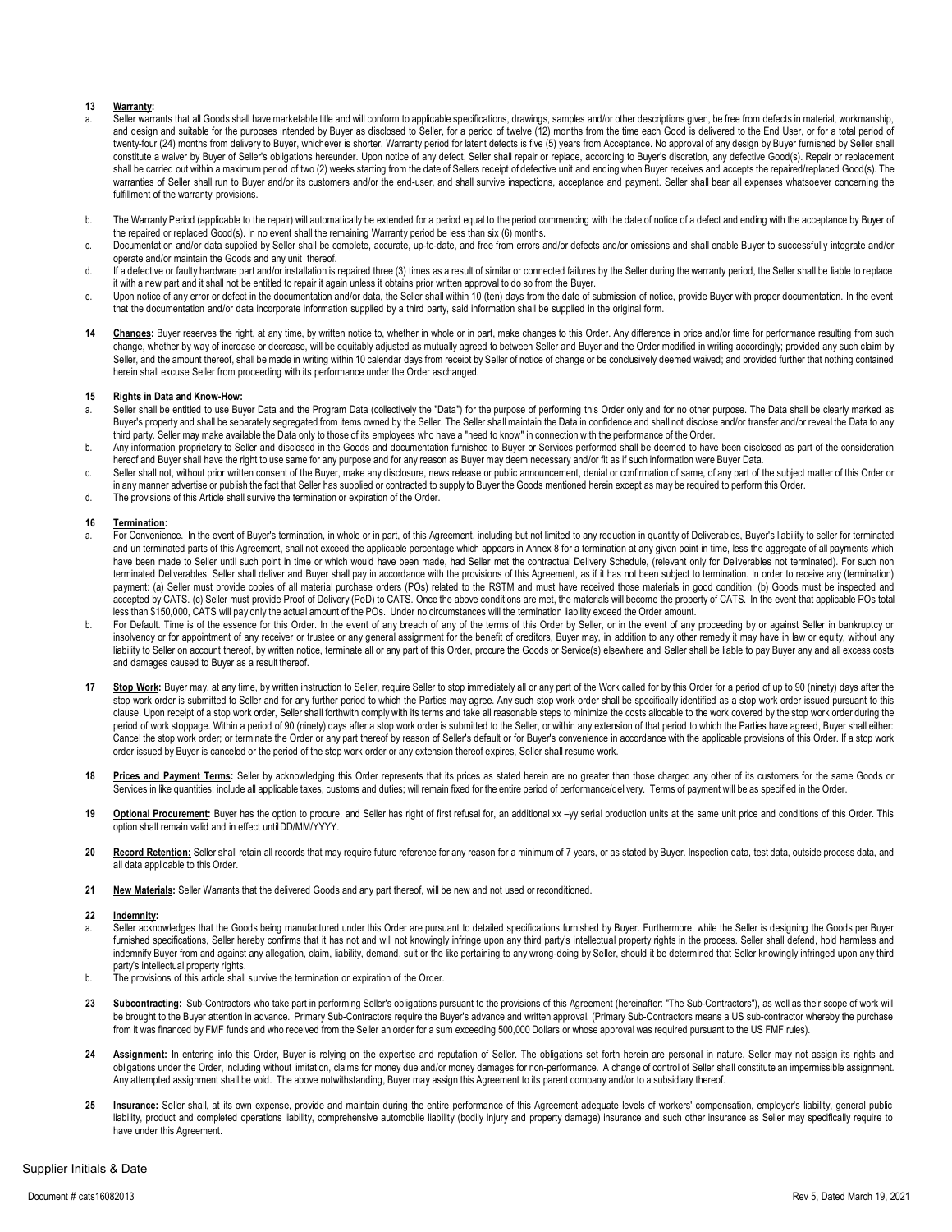**13 Warranty:**

a. Seller warrants that all Goods shall have marketable title and will conform to applicable specifications, drawings, samples and/or other descriptions given, be free from defects in material, workmanship, and design and suitable for the purposes intended by Buyer as disclosed to Seller, for a period of twelve (12) months from the time each Good is delivered to the End User, or for a total period of twenty-four (24) months from delivery to Buyer, whichever is shorter. Warranty period for latent defects is five (5) years from Acceptance. No approval of any design by Buyer furnished by Seller shall constitute a waiver by Buyer of Seller's obligations hereunder. Upon notice of any defect, Seller shall repair or replace, according to Buyer's discretion, any defective Good(s). Repair or replacement shall be carried out within a maximum period of two (2) weeks starting from the date of Sellers receipt of defective unit and ending when Buyer receives and accepts the repaired/replaced Good(s). The warranties of Seller shall run to Buyer and/or its customers and/or the end-user, and shall survive inspections, acceptance and payment. Seller shall bear all expenses whatsoever concerning the fulfillment of the warranty provisions.

b. The Warranty Period (applicable to the repair) will automatically be extended for a period equal to the period commencing with the date of notice of a defect and ending with the acceptance by Buyer of the repaired or replaced Good(s). In no event shall the remaining Warranty period be less than six (6) months.

c. Documentation and/or data supplied by Seller shall be complete, accurate, up-to-date, and free from errors and/or defects and/or omissions and shall enable Buyer to successfully integrate and/or operate and/or maintain the Goods and any unit thereof.

d. If a defective or faulty hardware part and/or installation is repaired three (3) times as a result of similar or connected failures by the Seller during the warranty period, the Seller shall be liable to replace it with a new part and it shall not be entitled to repair it again unless it obtains prior written approval to do so from the Buyer.

e. Upon notice of any error or defect in the documentation and/or data, the Seller shall within 10 (ten) days from the date of submission of notice, provide Buyer with proper documentation. In the event that the documentation and/or data incorporate information supplied by a third party, said information shall be supplied in the original form.

**14 Changes:** Buyer reserves the right, at any time, by written notice to, whether in whole or in part, make changes to this Order. Any difference in price and/or time for performance resulting from such change, whether by way of increase or decrease, will be equitably adjusted as mutually agreed to between Seller and Buyer and the Order modified in writing accordingly; provided any such claim by Seller, and the amount thereof, shall be made in writing within 10 calendar days from receipt by Seller of notice of change or be conclusively deemed waived; and provided further that nothing contained herein shall excuse Seller from proceeding with its performance under the Order as changed.

**15 Rights in Data and Know-How:**

a. Seller shall be entitled to use Buyer Data and the Program Data (collectively the "Data") for the purpose of performing this Order only and for no other purpose. The Data shall be clearly marked as Buyer's property and shall be separately segregated from items owned by the Seller. The Seller shall maintain the Data in confidence and shall not disclose and/or transfer and/or reveal the Data to any third party. Seller may make available the Data only to those of its employees who have a "need to know" in connection with the performance of the Order.

b. Any information proprietary to Seller and disclosed in the Goods and documentation furnished to Buyer or Services performed shall be deemed to have been disclosed as part of the consideration hereof and Buyer shall have the right to use same for any purpose and for any reason as Buyer may deem necessary and/or fit as if such information were Buyer Data.

c. Seller shall not, without prior written consent of the Buyer, make any disclosure, news release or public announcement, denial or confirmation of same, of any part of the subject matter of this Order or in any manner advertise or publish the fact that Seller has supplied or contracted to supply to Buyer the Goods mentioned herein except as may be required to perform this Order.

d. The provisions of this Article shall survive the termination or expiration of the Order.

**16 Termination:**

a. For Convenience. In the event of Buyer's termination, in whole or in part, of this Agreement, including but not limited to any reduction in quantity of Deliverables, Buyer's liability to seller for terminated and un terminated parts of this Agreement, shall not exceed the applicable percentage which appears in Annex 8 for a termination at any given point in time, less the aggregate of all payments which have been made to Seller until such point in time or which would have been made, had Seller met the contractual Delivery Schedule, (relevant only for Deliverables not terminated). For such non terminated Deliverables, Seller shall deliver and Buyer shall pay in accordance with the provisions of this Agreement, as if it has not been subject to termination. In order to receive any (termination) payment: (a) Seller must provide copies of all material purchase orders (POs) related to the RSTM and must have received those materials in good condition; (b) Goods must be inspected and accepted by CATS. (c) Seller must provide Proof of Delivery (PoD) to CATS. Once the above conditions are met, the materials will become the property of CATS. In the event that applicable POs total less than $150,000, CATS will pay only the actual amount of the POs. Under no circumstances will the termination liability exceed the Order amount.

b. For Default. Time is of the essence for this Order. In the event of any breach of any of the terms of this Order by Seller, or in the event of any proceeding by or against Seller in bankruptcy or insolvency or for appointment of any receiver or trustee or any general assignment for the benefit of creditors, Buyer may, in addition to any other remedy it may have in law or equity, without any liability to Seller on account thereof, by written notice, terminate all or any part of this Order, procure the Goods or Service(s) elsewhere and Seller shall be liable to pay Buyer any and all excess costs and damages caused to Buyer as a result thereof.

**17 Stop Work:** Buyer may, at any time, by written instruction to Seller, require Seller to stop immediately all or any part of the Work called for by this Order for a period of up to 90 (ninety) days after the stop work order is submitted to Seller and for any further period to which the Parties may agree. Any such stop work order shall be specifically identified as a stop work order issued pursuant to this clause. Upon receipt of a stop work order, Seller shall forthwith comply with its terms and take all reasonable steps to minimize the costs allocable to the work covered by the stop work order during the period of work stoppage. Within a period of 90 (ninety) days after a stop work order is submitted to the Seller, or within any extension of that period to which the Parties have agreed, Buyer shall either: Cancel the stop work order; or terminate the Order or any part thereof by reason of Seller's default or for Buyer's convenience in accordance with the applicable provisions of this Order. If a stop work order issued by Buyer is canceled or the period of the stop work order or any extension thereof expires, Seller shall resume work.

**18 Prices and Payment Terms:** Seller by acknowledging this Order represents that its prices as stated herein are no greater than those charged any other of its customers for the same Goods or Services in like quantities; include all applicable taxes, customs and duties; will remain fixed for the entire period of performance/delivery. Terms of payment will be as specified in the Order.

**19 Optional Procurement:** Buyer has the option to procure, and Seller has right of first refusal for, an additional xx –yy serial production units at the same unit price and conditions of this Order. This option shall remain valid and in effect until DD/MM/YYYY.

**20 Record Retention:** Seller shall retain all records that may require future reference for any reason for a minimum of 7 years, or as stated by Buyer. Inspection data, test data, outside process data, and all data applicable to this Order.

**21 New Materials:** Seller Warrants that the delivered Goods and any part thereof, will be new and not used or reconditioned.

**22 Indemnity:**

a. Seller acknowledges that the Goods being manufactured under this Order are pursuant to detailed specifications furnished by Buyer. Furthermore, while the Seller is designing the Goods per Buyer furnished specifications, Seller hereby confirms that it has not and will not knowingly infringe upon any third party's intellectual property rights in the process. Seller shall defend, hold harmless and indemnify Buyer from and against any allegation, claim, liability, demand, suit or the like pertaining to any wrong-doing by Seller, should it be determined that Seller knowingly infringed upon any third party's intellectual property rights.

b. The provisions of this article shall survive the termination or expiration of the Order.

**23 Subcontracting:** Sub-Contractors who take part in performing Seller's obligations pursuant to the provisions of this Agreement (hereinafter: "The Sub-Contractors"), as well as their scope of work will be brought to the Buyer attention in advance. Primary Sub-Contractors require the Buyer's advance and written approval. (Primary Sub-Contractors means a US sub-contractor whereby the purchase from it was financed by FMF funds and who received from the Seller an order for a sum exceeding 500,000 Dollars or whose approval was required pursuant to the US FMF rules).

**24 Assignment:** In entering into this Order, Buyer is relying on the expertise and reputation of Seller. The obligations set forth herein are personal in nature. Seller may not assign its rights and obligations under the Order, including without limitation, claims for money due and/or money damages for non-performance. A change of control of Seller shall constitute an impermissible assignment. Any attempted assignment shall be void. The above notwithstanding, Buyer may assign this Agreement to its parent company and/or to a subsidiary thereof.

**25 Insurance:** Seller shall, at its own expense, provide and maintain during the entire performance of this Agreement adequate levels of workers' compensation, employer's liability, general public liability, product and completed operations liability, comprehensive automobile liability (bodily injury and property damage) insurance and such other insurance as Seller may specifically require to have under this Agreement.

Supplier Initials & Date __________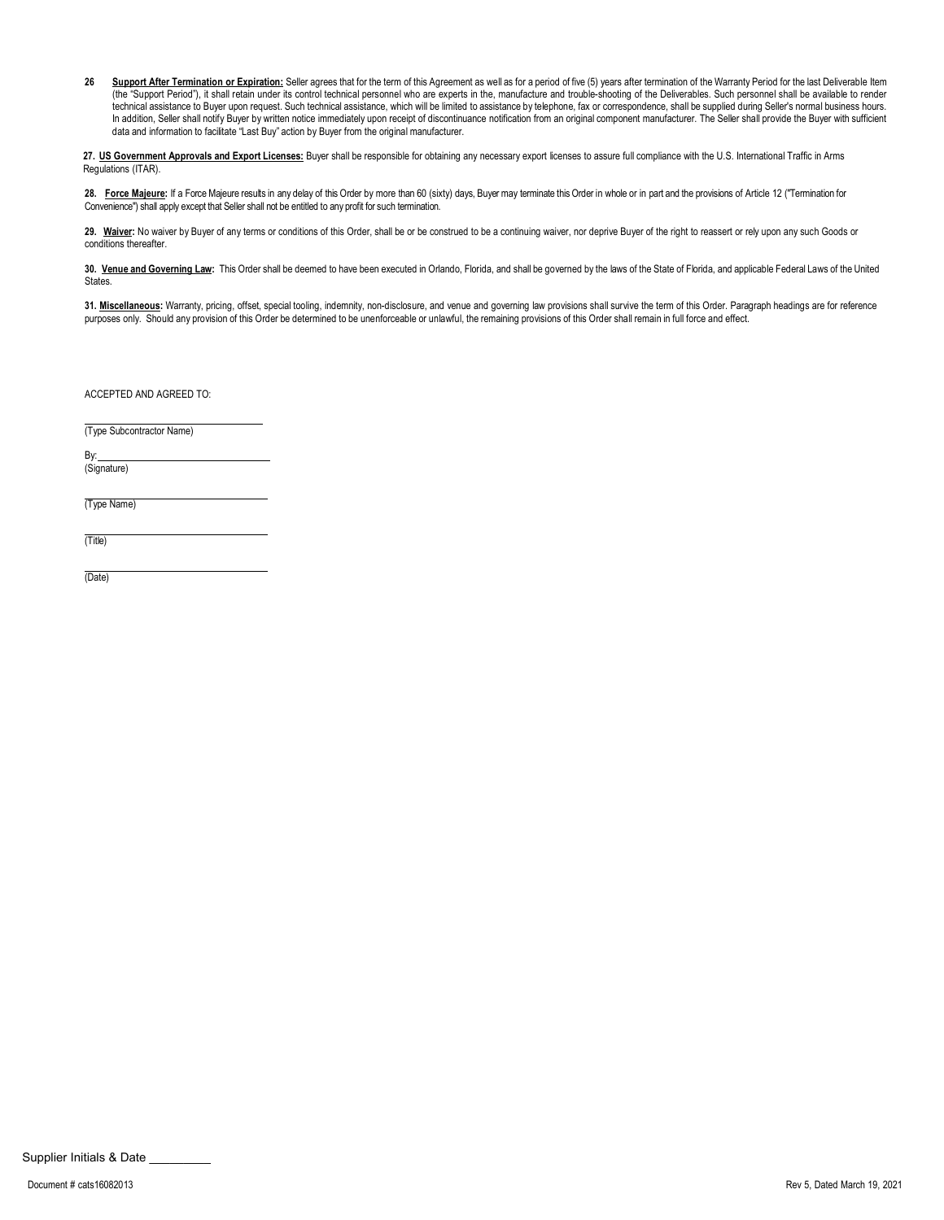**26 Support After Termination or Expiration:** Seller agrees that for the term of this Agreement as well as for a period of five (5) years after termination of the Warranty Period for the last Deliverable Item (the "Support Period"), it shall retain under its control technical personnel who are experts in the, manufacture and trouble-shooting of the Deliverables. Such personnel shall be available to render technical assistance to Buyer upon request. Such technical assistance, which will be limited to assistance by telephone, fax or correspondence, shall be supplied during Seller's normal business hours. In addition, Seller shall notify Buyer by written notice immediately upon receipt of discontinuance notification from an original component manufacturer. The Seller shall provide the Buyer with sufficient data and information to facilitate "Last Buy" action by Buyer from the original manufacturer.

**27. US Government Approvals and Export Licenses:** Buyer shall be responsible for obtaining any necessary export licenses to assure full compliance with the U.S. International Traffic in Arms Regulations (ITAR).

**28. Force Majeure:** If a Force Majeure results in any delay of this Order by more than 60 (sixty) days, Buyer may terminate this Order in whole or in part and the provisions of Article 12 ("Termination for Convenience") shall apply except that Seller shall not be entitled to any profit for such termination.

**29. Waiver:** No waiver by Buyer of any terms or conditions of this Order, shall be or be construed to be a continuing waiver, nor deprive Buyer of the right to reassert or rely upon any such Goods or conditions thereafter.

**30. Venue and Governing Law:** This Order shall be deemed to have been executed in Orlando, Florida, and shall be governed by the laws of the State of Florida, and applicable Federal Laws of the United States.

**31. Miscellaneous:** Warranty, pricing, offset, special tooling, indemnity, non-disclosure, and venue and governing law provisions shall survive the term of this Order. Paragraph headings are for reference purposes only. Should any provision of this Order be determined to be unenforceable or unlawful, the remaining provisions of this Order shall remain in full force and effect.

ACCEPTED AND AGREED TO:

\_\_\_\_\_\_\_\_\_\_\_\_\_\_\_\_\_\_\_\_\_\_\_\_\_\_\_\_\_\_\_\_
(Type Subcontractor Name)

By: \_\_\_\_\_\_\_\_\_\_\_\_\_\_\_\_\_\_\_\_\_\_\_\_\_\_\_\_\_\_
(Signature)

\_\_\_\_\_\_\_\_\_\_\_\_\_\_\_\_\_\_\_\_\_\_\_\_\_\_\_\_\_\_\_\_
(Type Name)

\_\_\_\_\_\_\_\_\_\_\_\_\_\_\_\_\_\_\_\_\_\_\_\_\_\_\_\_\_\_\_\_
(Title)

\_\_\_\_\_\_\_\_\_\_\_\_\_\_\_\_\_\_\_\_\_\_\_\_\_\_\_\_\_\_\_\_
(Date)

Supplier Initials & Date \_\_\_\_\_\_\_\_\_\_

Document # cats16082013

Rev 5, Dated March 19, 2021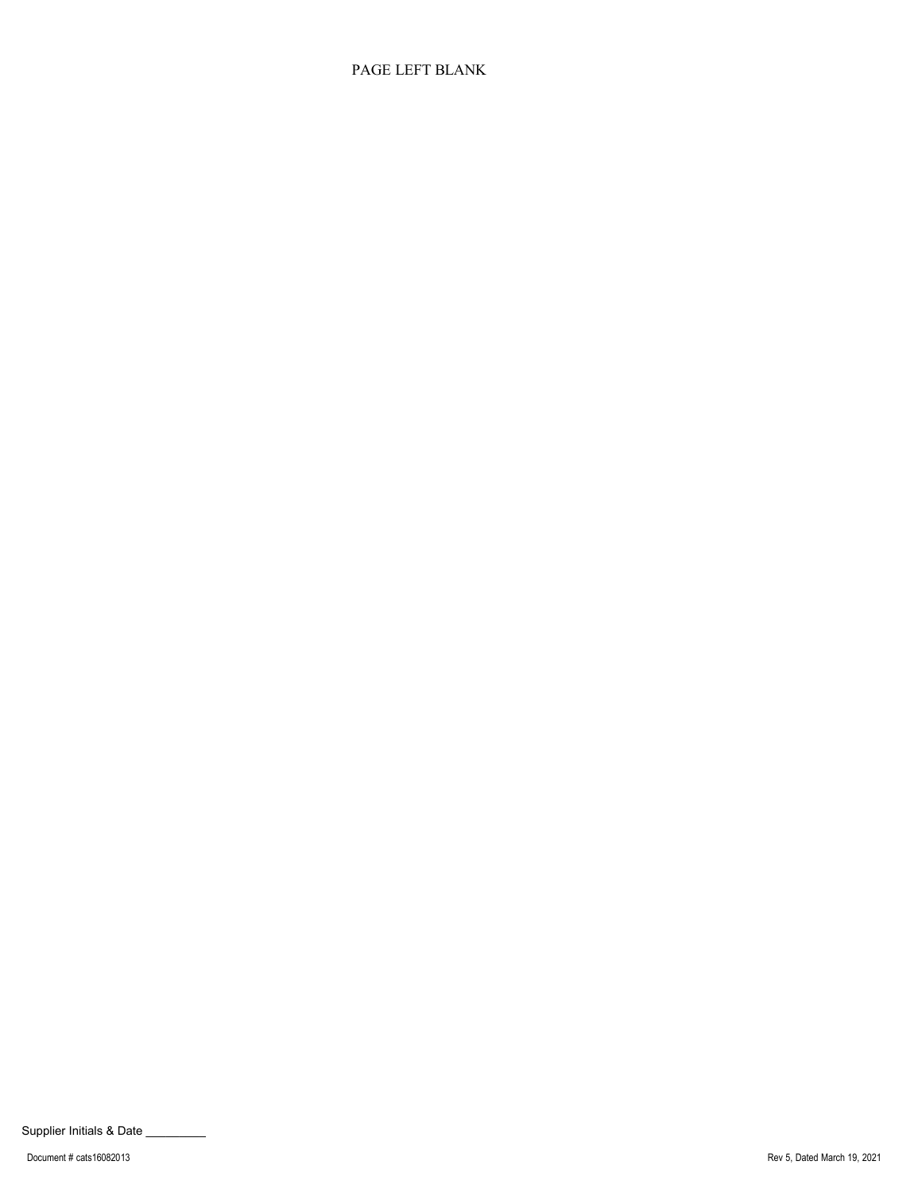PAGE LEFT BLANK

Supplier Initials & Date _________